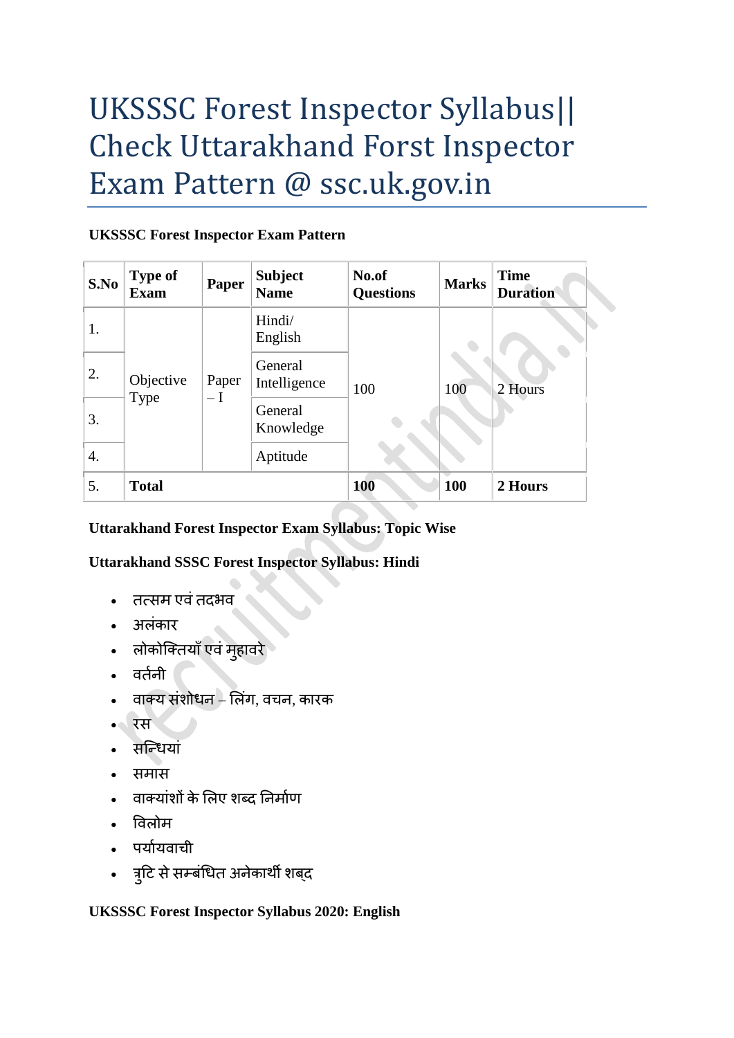# UKSSSC Forest Inspector Syllabus|| Check Uttarakhand Forst Inspector Exam Pattern @ ssc.uk.gov.in

**UKSSSC Forest Inspector Exam Pattern**

| S.No | Type of Exam | Paper | Subject Name | No.of Questions | Marks | Time Duration |
|---|---|---|---|---|---|---|
| 1. | Objective Type | Paper – I | Hindi/ English | 100 | 100 | 2 Hours |
| 2. | | | General Intelligence | | | |
| 3. | | | General Knowledge | | | |
| 4. | | | Aptitude | | | |
| 5. | **Total** | | | **100** | **100** | **2 Hours** |

**Uttarakhand Forest Inspector Exam Syllabus: Topic Wise**

**Uttarakhand SSSC Forest Inspector Syllabus: Hindi**

- तत्सम एवं तदभव
- अलंकार
- लोकोक्तियाँ एवं मुहावरे
- वर्तनी
- वाक्य संशोधन – लिंग, वचन, कारक
- रस
- सन्धियां
- समास
- वाक्यांशों के लिए शब्द निर्माण
- विलोम
- पर्यायवाची
- त्रुटि से सम्बंधित अनेकार्थी शब्द

**UKSSSC Forest Inspector Syllabus 2020: English**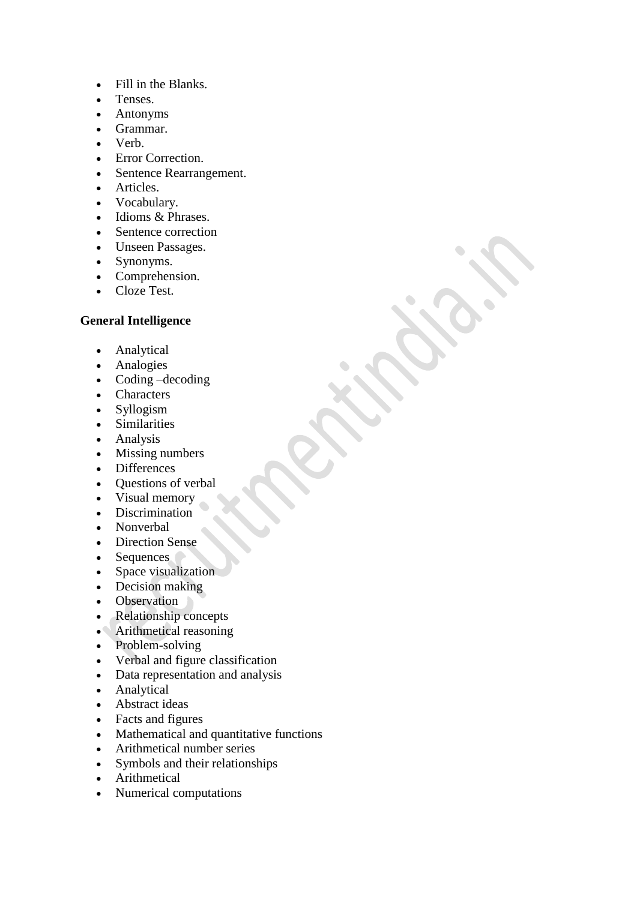- Fill in the Blanks.
- Tenses.
- Antonyms
- Grammar.
- Verb.
- Error Correction.
- Sentence Rearrangement.
- Articles.
- Vocabulary.
- Idioms & Phrases.
- Sentence correction
- Unseen Passages.
- Synonyms.
- Comprehension.
- Cloze Test.

**General Intelligence**

- Analytical
- Analogies
- Coding –decoding
- Characters
- Syllogism
- Similarities
- Analysis
- Missing numbers
- Differences
- Questions of verbal
- Visual memory
- Discrimination
- Nonverbal
- Direction Sense
- Sequences
- Space visualization
- Decision making
- Observation
- Relationship concepts
- Arithmetical reasoning
- Problem-solving
- Verbal and figure classification
- Data representation and analysis
- Analytical
- Abstract ideas
- Facts and figures
- Mathematical and quantitative functions
- Arithmetical number series
- Symbols and their relationships
- Arithmetical
- Numerical computations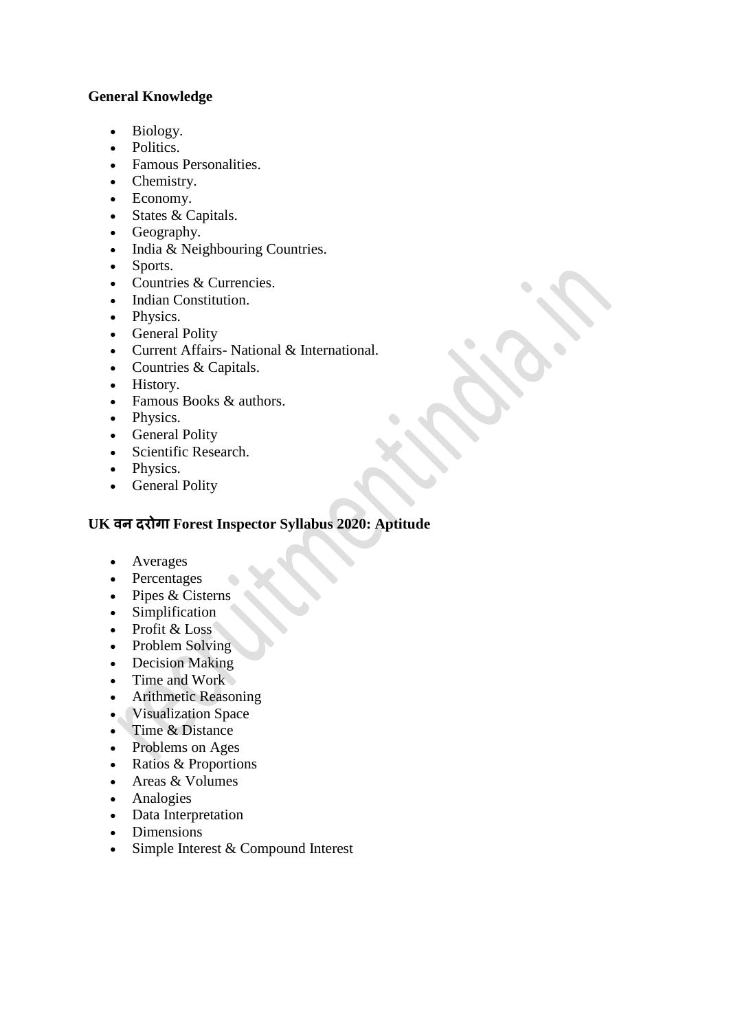**General Knowledge**

- Biology.
- Politics.
- Famous Personalities.
- Chemistry.
- Economy.
- States & Capitals.
- Geography.
- India & Neighbouring Countries.
- Sports.
- Countries & Currencies.
- Indian Constitution.
- Physics.
- General Polity
- Current Affairs- National & International.
- Countries & Capitals.
- History.
- Famous Books & authors.
- Physics.
- General Polity
- Scientific Research.
- Physics.
- General Polity

**UK वन दरोगा Forest Inspector Syllabus 2020: Aptitude**

- Averages
- Percentages
- Pipes & Cisterns
- Simplification
- Profit & Loss
- Problem Solving
- Decision Making
- Time and Work
- Arithmetic Reasoning
- Visualization Space
- Time & Distance
- Problems on Ages
- Ratios & Proportions
- Areas & Volumes
- Analogies
- Data Interpretation
- Dimensions
- Simple Interest & Compound Interest